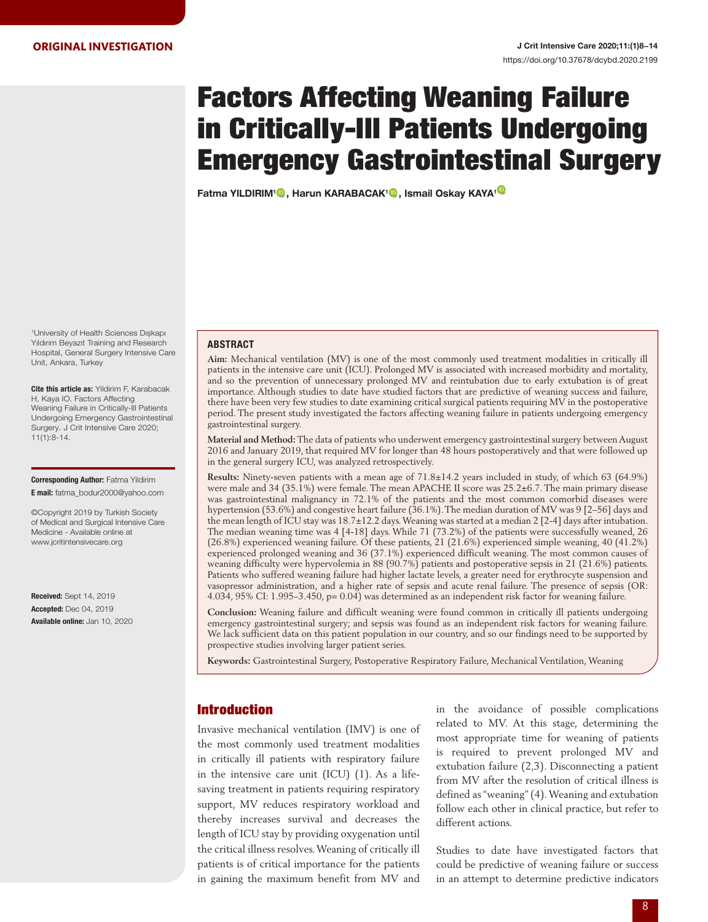ORIGINAL INVESTIGATION

# Factors Affecting Weaning Failure in Critically-Ill Patients Undergoing Emergency Gastrointestinal Surgery

**Fatma YILDIRIM[1], Harun KARABACAK[1], Ismail Oskay KAYA[1]**

[1]University of Health Sciences Dışkapı Yıldırım Beyazıt Training and Research Hospital, General Surgery Intensive Care Unit, Ankara, Turkey

**Cite this article as:** Yildirim F, Karabacak H, Kaya IO. Factors Affecting Weaning Failure in Critically-Ill Patients Undergoing Emergency Gastrointestinal Surgery. J Crit Intensive Care 2020; 11(1):8-14.

**Corresponding Author:** Fatma Yildirim
**E mail:** fatma_bodur2000@yahoo.com

©Copyright 2019 by Turkish Society of Medical and Surgical Intensive Care Medicine - Available online at www.jcritintensivecare.org

**Received:** Sept 14, 2019
**Accepted:** Dec 04, 2019
**Available online:** Jan 10, 2020

## ABSTRACT

**Aim:** Mechanical ventilation (MV) is one of the most commonly used treatment modalities in critically ill patients in the intensive care unit (ICU). Prolonged MV is associated with increased morbidity and mortality, and so the prevention of unnecessary prolonged MV and reintubation due to early extubation is of great importance. Although studies to date have studied factors that are predictive of weaning success and failure, there have been very few studies to date examining critical surgical patients requiring MV in the postoperative period. The present study investigated the factors affecting weaning failure in patients undergoing emergency gastrointestinal surgery.

**Material and Method:** The data of patients who underwent emergency gastrointestinal surgery between August 2016 and January 2019, that required MV for longer than 48 hours postoperatively and that were followed up in the general surgery ICU, was analyzed retrospectively.

**Results:** Ninety-seven patients with a mean age of 71.8±14.2 years included in study, of which 63 (64.9%) were male and 34 (35.1%) were female. The mean APACHE II score was 25.2±6.7. The main primary disease was gastrointestinal malignancy in 72.1% of the patients and the most common comorbid diseases were hypertension (53.6%) and congestive heart failure (36.1%). The median duration of MV was 9 [2–56] days and the mean length of ICU stay was 18.7±12.2 days. Weaning was started at a median 2 [2-4] days after intubation. The median weaning time was 4 [4-18] days. While 71 (73.2%) of the patients were successfully weaned, 26 (26.8%) experienced weaning failure. Of these patients, 21 (21.6%) experienced simple weaning, 40 (41.2%) experienced prolonged weaning and 36 (37.1%) experienced difficult weaning. The most common causes of weaning difficulty were hypervolemia in 88 (90.7%) patients and postoperative sepsis in 21 (21.6%) patients. Patients who suffered weaning failure had higher lactate levels, a greater need for erythrocyte suspension and vasopressor administration, and a higher rate of sepsis and acute renal failure. The presence of sepsis (OR: 4.034, 95% CI: 1.995–3.450, p= 0.04) was determined as an independent risk factor for weaning failure.

**Conclusion:** Weaning failure and difficult weaning were found common in critically ill patients undergoing emergency gastrointestinal surgery; and sepsis was found as an independent risk factors for weaning failure. We lack sufficient data on this patient population in our country, and so our findings need to be supported by prospective studies involving larger patient series.

**Keywords:** Gastrointestinal Surgery, Postoperative Respiratory Failure, Mechanical Ventilation, Weaning

## Introduction

Invasive mechanical ventilation (IMV) is one of the most commonly used treatment modalities in critically ill patients with respiratory failure in the intensive care unit (ICU) (1). As a life-saving treatment in patients requiring respiratory support, MV reduces respiratory workload and thereby increases survival and decreases the length of ICU stay by providing oxygenation until the critical illness resolves. Weaning of critically ill patients is of critical importance for the patients in gaining the maximum benefit from MV and in the avoidance of possible complications related to MV. At this stage, determining the most appropriate time for weaning of patients is required to prevent prolonged MV and extubation failure (2,3). Disconnecting a patient from MV after the resolution of critical illness is defined as "weaning" (4). Weaning and extubation follow each other in clinical practice, but refer to different actions.

Studies to date have investigated factors that could be predictive of weaning failure or success in an attempt to determine predictive indicators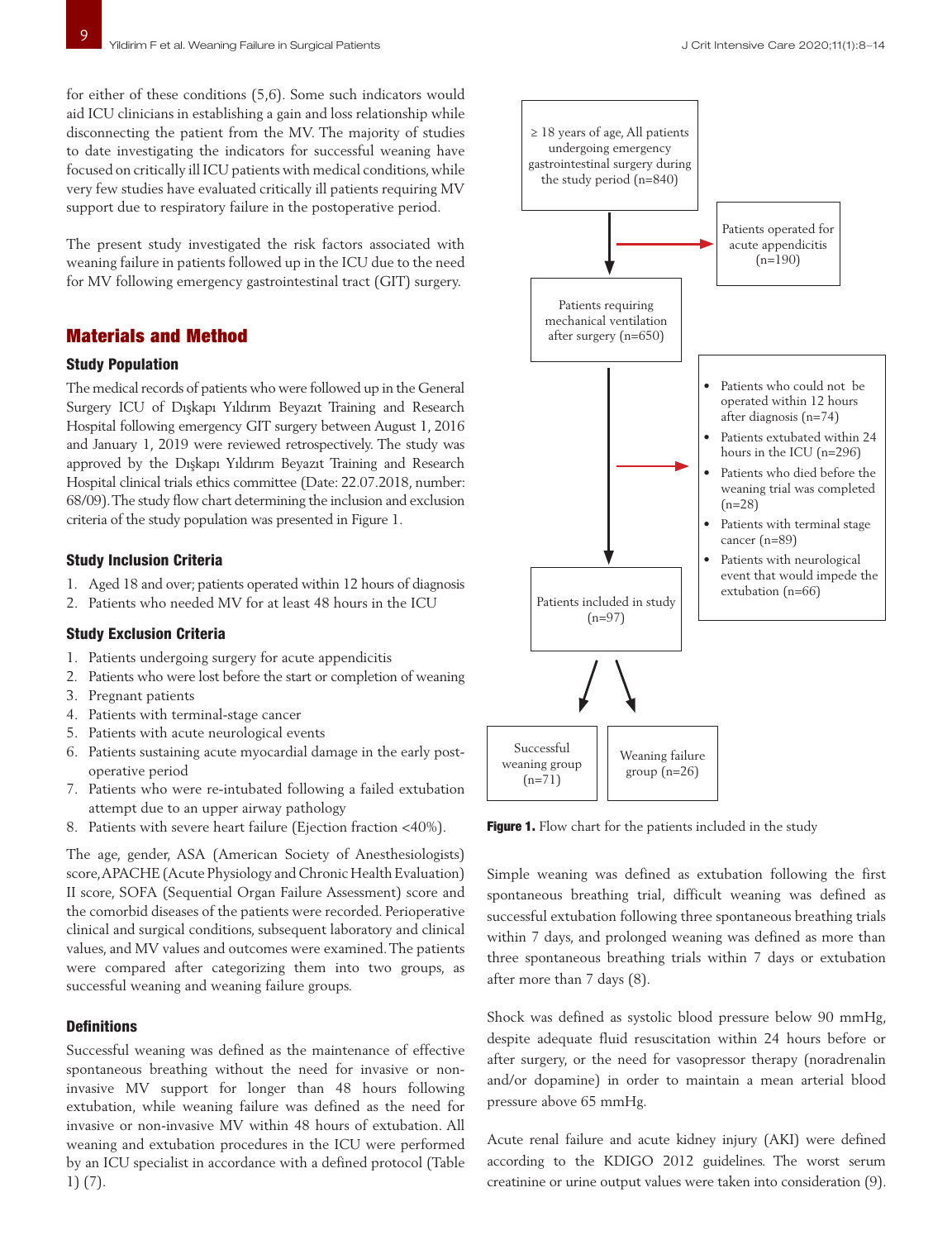for either of these conditions (5,6). Some such indicators would aid ICU clinicians in establishing a gain and loss relationship while disconnecting the patient from the MV. The majority of studies to date investigating the indicators for successful weaning have focused on critically ill ICU patients with medical conditions, while very few studies have evaluated critically ill patients requiring MV support due to respiratory failure in the postoperative period.

The present study investigated the risk factors associated with weaning failure in patients followed up in the ICU due to the need for MV following emergency gastrointestinal tract (GIT) surgery.

## Materials and Method

### Study Population

The medical records of patients who were followed up in the General Surgery ICU of Dışkapı Yıldırım Beyazıt Training and Research Hospital following emergency GIT surgery between August 1, 2016 and January 1, 2019 were reviewed retrospectively. The study was approved by the Dışkapı Yıldırım Beyazıt Training and Research Hospital clinical trials ethics committee (Date: 22.07.2018, number: 68/09). The study flow chart determining the inclusion and exclusion criteria of the study population was presented in Figure 1.

### Study Inclusion Criteria

1. Aged 18 and over; patients operated within 12 hours of diagnosis
2. Patients who needed MV for at least 48 hours in the ICU

### Study Exclusion Criteria

1. Patients undergoing surgery for acute appendicitis
2. Patients who were lost before the start or completion of weaning
3. Pregnant patients
4. Patients with terminal-stage cancer
5. Patients with acute neurological events
6. Patients sustaining acute myocardial damage in the early post-operative period
7. Patients who were re-intubated following a failed extubation attempt due to an upper airway pathology
8. Patients with severe heart failure (Ejection fraction <40%).

The age, gender, ASA (American Society of Anesthesiologists) score, APACHE (Acute Physiology and Chronic Health Evaluation) II score, SOFA (Sequential Organ Failure Assessment) score and the comorbid diseases of the patients were recorded. Perioperative clinical and surgical conditions, subsequent laboratory and clinical values, and MV values and outcomes were examined. The patients were compared after categorizing them into two groups, as successful weaning and weaning failure groups.

### Definitions

Successful weaning was defined as the maintenance of effective spontaneous breathing without the need for invasive or non-invasive MV support for longer than 48 hours following extubation, while weaning failure was defined as the need for invasive or non-invasive MV within 48 hours of extubation. All weaning and extubation procedures in the ICU were performed by an ICU specialist in accordance with a defined protocol (Table 1) (7).

≥ 18 years of age, All patients undergoing emergency gastrointestinal surgery during the study period (n=840)

→ Patients operated for acute appendicitis (n=190)

Patients requiring mechanical ventilation after surgery (n=650)

→
- Patients who could not be operated within 12 hours after diagnosis (n=74)
- Patients extubated within 24 hours in the ICU (n=296)
- Patients who died before the weaning trial was completed (n=28)
- Patients with terminal stage cancer (n=89)
- Patients with neurological event that would impede the extubation (n=66)

Patients included in study (n=97)

Successful weaning group (n=71) | Weaning failure group (n=26)

**Figure 1.** Flow chart for the patients included in the study

Simple weaning was defined as extubation following the first spontaneous breathing trial, difficult weaning was defined as successful extubation following three spontaneous breathing trials within 7 days, and prolonged weaning was defined as more than three spontaneous breathing trials within 7 days or extubation after more than 7 days (8).

Shock was defined as systolic blood pressure below 90 mmHg, despite adequate fluid resuscitation within 24 hours before or after surgery, or the need for vasopressor therapy (noradrenalin and/or dopamine) in order to maintain a mean arterial blood pressure above 65 mmHg.

Acute renal failure and acute kidney injury (AKI) were defined according to the KDIGO 2012 guidelines. The worst serum creatinine or urine output values were taken into consideration (9).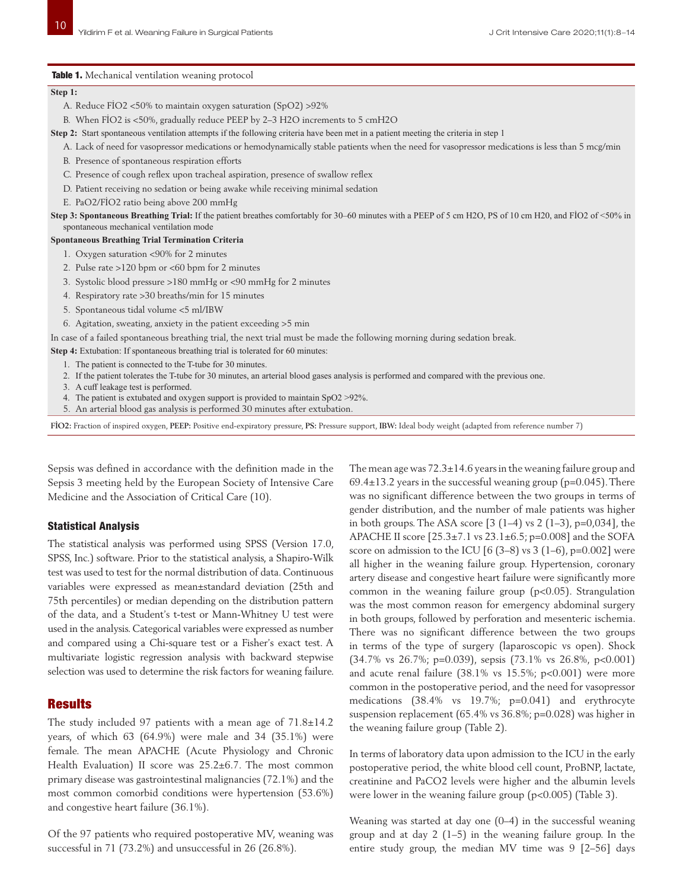**Table 1.** Mechanical ventilation weaning protocol

**Step 1:**

A. Reduce FİO2 <50% to maintain oxygen saturation (SpO2) >92%

B. When FİO2 is <50%, gradually reduce PEEP by 2–3 H2O increments to 5 cmH2O

**Step 2:** Start spontaneous ventilation attempts if the following criteria have been met in a patient meeting the criteria in step 1

A. Lack of need for vasopressor medications or hemodynamically stable patients when the need for vasopressor medications is less than 5 mcg/min

B. Presence of spontaneous respiration efforts

C. Presence of cough reflex upon tracheal aspiration, presence of swallow reflex

D. Patient receiving no sedation or being awake while receiving minimal sedation

E. PaO2/FİO2 ratio being above 200 mmHg

**Step 3: Spontaneous Breathing Trial:** If the patient breathes comfortably for 30–60 minutes with a PEEP of 5 cm H2O, PS of 10 cm H20, and FİO2 of <50% in spontaneous mechanical ventilation mode

**Spontaneous Breathing Trial Termination Criteria**

1. Oxygen saturation <90% for 2 minutes
2. Pulse rate >120 bpm or <60 bpm for 2 minutes
3. Systolic blood pressure >180 mmHg or <90 mmHg for 2 minutes
4. Respiratory rate >30 breaths/min for 15 minutes
5. Spontaneous tidal volume <5 ml/IBW
6. Agitation, sweating, anxiety in the patient exceeding >5 min

In case of a failed spontaneous breathing trial, the next trial must be made the following morning during sedation break.

**Step 4:** Extubation: If spontaneous breathing trial is tolerated for 60 minutes:

1. The patient is connected to the T-tube for 30 minutes.
2. If the patient tolerates the T-tube for 30 minutes, an arterial blood gases analysis is performed and compared with the previous one.
3. A cuff leakage test is performed.
4. The patient is extubated and oxygen support is provided to maintain SpO2 >92%.
5. An arterial blood gas analysis is performed 30 minutes after extubation.

**FİO2:** Fraction of inspired oxygen, **PEEP:** Positive end-expiratory pressure, **PS:** Pressure support, **IBW:** Ideal body weight (adapted from reference number 7)

Sepsis was defined in accordance with the definition made in the Sepsis 3 meeting held by the European Society of Intensive Care Medicine and the Association of Critical Care (10).

### Statistical Analysis

The statistical analysis was performed using SPSS (Version 17.0, SPSS, Inc.) software. Prior to the statistical analysis, a Shapiro-Wilk test was used to test for the normal distribution of data. Continuous variables were expressed as mean±standard deviation (25th and 75th percentiles) or median depending on the distribution pattern of the data, and a Student's t-test or Mann-Whitney U test were used in the analysis. Categorical variables were expressed as number and compared using a Chi-square test or a Fisher's exact test. A multivariate logistic regression analysis with backward stepwise selection was used to determine the risk factors for weaning failure.

## Results

The study included 97 patients with a mean age of 71.8±14.2 years, of which 63 (64.9%) were male and 34 (35.1%) were female. The mean APACHE (Acute Physiology and Chronic Health Evaluation) II score was 25.2±6.7. The most common primary disease was gastrointestinal malignancies (72.1%) and the most common comorbid conditions were hypertension (53.6%) and congestive heart failure (36.1%).

Of the 97 patients who required postoperative MV, weaning was successful in 71 (73.2%) and unsuccessful in 26 (26.8%).

The mean age was 72.3±14.6 years in the weaning failure group and 69.4±13.2 years in the successful weaning group (p=0.045). There was no significant difference between the two groups in terms of gender distribution, and the number of male patients was higher in both groups. The ASA score [3 (1–4) vs 2 (1–3), p=0,034], the APACHE II score [25.3±7.1 vs 23.1±6.5; p=0.008] and the SOFA score on admission to the ICU [6 (3–8) vs 3 (1–6), p=0.002] were all higher in the weaning failure group. Hypertension, coronary artery disease and congestive heart failure were significantly more common in the weaning failure group (p<0.05). Strangulation was the most common reason for emergency abdominal surgery in both groups, followed by perforation and mesenteric ischemia. There was no significant difference between the two groups in terms of the type of surgery (laparoscopic vs open). Shock (34.7% vs 26.7%; p=0.039), sepsis (73.1% vs 26.8%, p<0.001) and acute renal failure (38.1% vs 15.5%; p<0.001) were more common in the postoperative period, and the need for vasopressor medications (38.4% vs 19.7%; p=0.041) and erythrocyte suspension replacement (65.4% vs 36.8%; p=0.028) was higher in the weaning failure group (Table 2).

In terms of laboratory data upon admission to the ICU in the early postoperative period, the white blood cell count, ProBNP, lactate, creatinine and PaCO2 levels were higher and the albumin levels were lower in the weaning failure group (p<0.005) (Table 3).

Weaning was started at day one (0–4) in the successful weaning group and at day 2 (1–5) in the weaning failure group. In the entire study group, the median MV time was 9 [2–56] days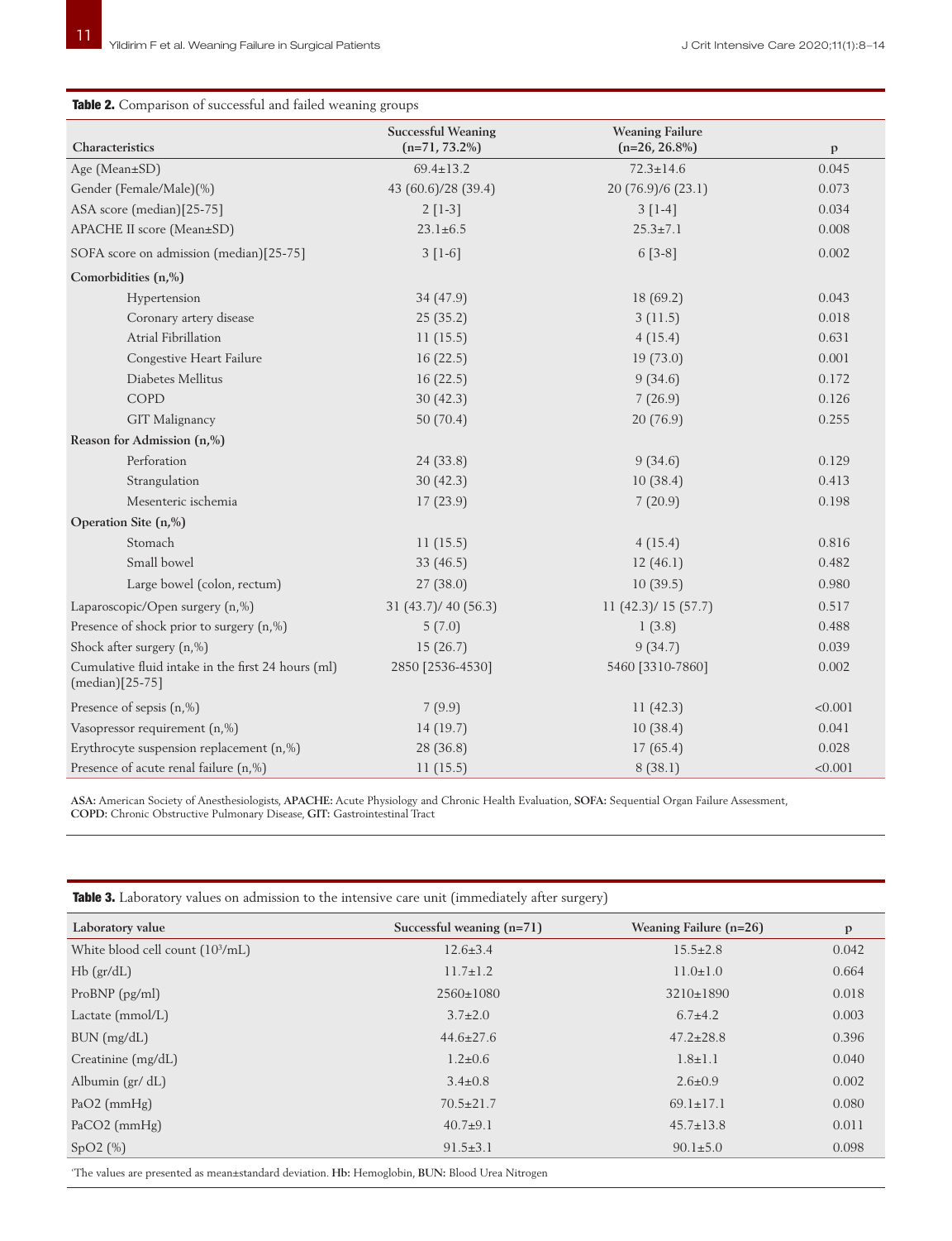**Table 2.** Comparison of successful and failed weaning groups

| Characteristics | Successful Weaning (n=71, 73.2%) | Weaning Failure (n=26, 26.8%) | p |
|---|---|---|---|
| Age (Mean±SD) | 69.4±13.2 | 72.3±14.6 | 0.045 |
| Gender (Female/Male)(%) | 43 (60.6)/28 (39.4) | 20 (76.9)/6 (23.1) | 0.073 |
| ASA score (median)[25-75] | 2 [1-3] | 3 [1-4] | 0.034 |
| APACHE II score (Mean±SD) | 23.1±6.5 | 25.3±7.1 | 0.008 |
| SOFA score on admission (median)[25-75] | 3 [1-6] | 6 [3-8] | 0.002 |
| **Comorbidities (n,%)** | | | |
| Hypertension | 34 (47.9) | 18 (69.2) | 0.043 |
| Coronary artery disease | 25 (35.2) | 3 (11.5) | 0.018 |
| Atrial Fibrillation | 11 (15.5) | 4 (15.4) | 0.631 |
| Congestive Heart Failure | 16 (22.5) | 19 (73.0) | 0.001 |
| Diabetes Mellitus | 16 (22.5) | 9 (34.6) | 0.172 |
| COPD | 30 (42.3) | 7 (26.9) | 0.126 |
| GIT Malignancy | 50 (70.4) | 20 (76.9) | 0.255 |
| **Reason for Admission (n,%)** | | | |
| Perforation | 24 (33.8) | 9 (34.6) | 0.129 |
| Strangulation | 30 (42.3) | 10 (38.4) | 0.413 |
| Mesenteric ischemia | 17 (23.9) | 7 (20.9) | 0.198 |
| **Operation Site (n,%)** | | | |
| Stomach | 11 (15.5) | 4 (15.4) | 0.816 |
| Small bowel | 33 (46.5) | 12 (46.1) | 0.482 |
| Large bowel (colon, rectum) | 27 (38.0) | 10 (39.5) | 0.980 |
| Laparoscopic/Open surgery (n,%) | 31 (43.7)/ 40 (56.3) | 11 (42.3)/ 15 (57.7) | 0.517 |
| Presence of shock prior to surgery (n,%) | 5 (7.0) | 1 (3.8) | 0.488 |
| Shock after surgery (n,%) | 15 (26.7) | 9 (34.7) | 0.039 |
| Cumulative fluid intake in the first 24 hours (ml) (median)[25-75] | 2850 [2536-4530] | 5460 [3310-7860] | 0.002 |
| Presence of sepsis (n,%) | 7 (9.9) | 11 (42.3) | <0.001 |
| Vasopressor requirement (n,%) | 14 (19.7) | 10 (38.4) | 0.041 |
| Erythrocyte suspension replacement (n,%) | 28 (36.8) | 17 (65.4) | 0.028 |
| Presence of acute renal failure (n,%) | 11 (15.5) | 8 (38.1) | <0.001 |

**ASA:** American Society of Anesthesiologists, **APACHE:** Acute Physiology and Chronic Health Evaluation, **SOFA:** Sequential Organ Failure Assessment, **COPD:** Chronic Obstructive Pulmonary Disease, **GIT:** Gastrointestinal Tract

**Table 3.** Laboratory values on admission to the intensive care unit (immediately after surgery)

| Laboratory value | Successful weaning (n=71) | Weaning Failure (n=26) | p |
|---|---|---|---|
| White blood cell count ($10^3$/mL) | 12.6±3.4 | 15.5±2.8 | 0.042 |
| Hb (gr/dL) | 11.7±1.2 | 11.0±1.0 | 0.664 |
| ProBNP (pg/ml) | 2560±1080 | 3210±1890 | 0.018 |
| Lactate (mmol/L) | 3.7±2.0 | 6.7±4.2 | 0.003 |
| BUN (mg/dL) | 44.6±27.6 | 47.2±28.8 | 0.396 |
| Creatinine (mg/dL) | 1.2±0.6 | 1.8±1.1 | 0.040 |
| Albumin (gr/ dL) | 3.4±0.8 | 2.6±0.9 | 0.002 |
| PaO2 (mmHg) | 70.5±21.7 | 69.1±17.1 | 0.080 |
| PaCO2 (mmHg) | 40.7±9.1 | 45.7±13.8 | 0.011 |
| SpO2 (%) | 91.5±3.1 | 90.1±5.0 | 0.098 |

'The values are presented as mean±standard deviation. **Hb:** Hemoglobin, **BUN:** Blood Urea Nitrogen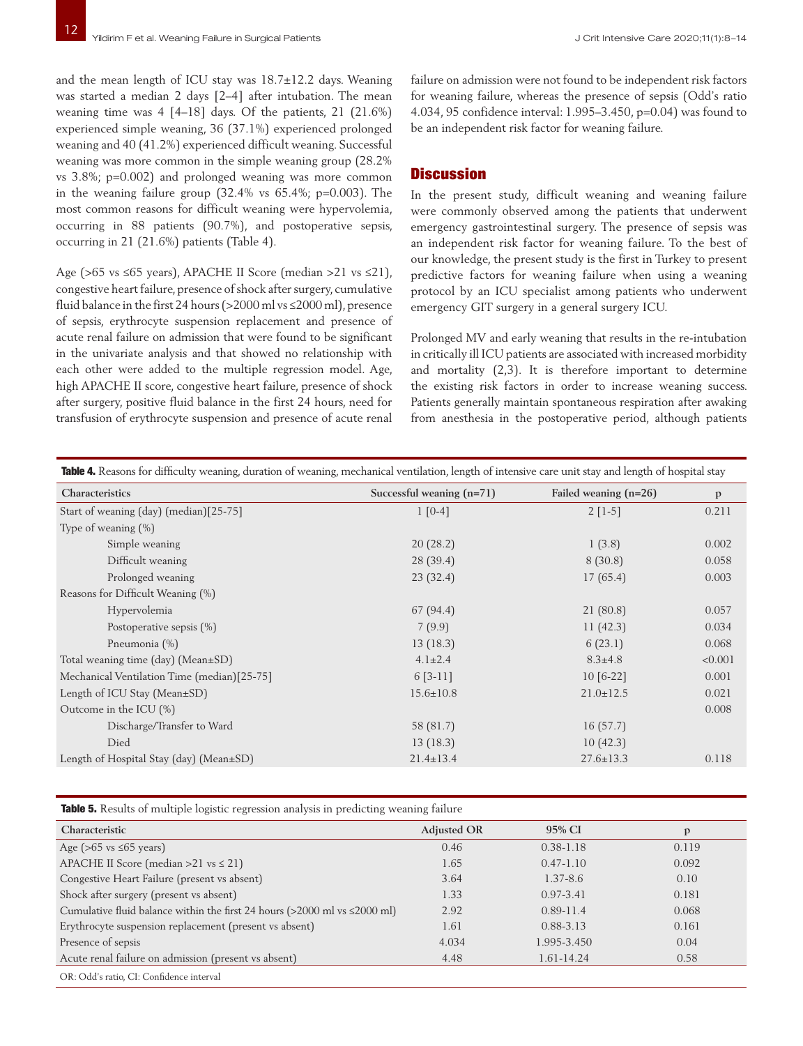and the mean length of ICU stay was 18.7±12.2 days. Weaning was started a median 2 days [2–4] after intubation. The mean weaning time was 4 [4–18] days. Of the patients, 21 (21.6%) experienced simple weaning, 36 (37.1%) experienced prolonged weaning and 40 (41.2%) experienced difficult weaning. Successful weaning was more common in the simple weaning group (28.2% vs 3.8%; p=0.002) and prolonged weaning was more common in the weaning failure group (32.4% vs 65.4%; p=0.003). The most common reasons for difficult weaning were hypervolemia, occurring in 88 patients (90.7%), and postoperative sepsis, occurring in 21 (21.6%) patients (Table 4).

Age (>65 vs ≤65 years), APACHE II Score (median >21 vs ≤21), congestive heart failure, presence of shock after surgery, cumulative fluid balance in the first 24 hours (>2000 ml vs ≤2000 ml), presence of sepsis, erythrocyte suspension replacement and presence of acute renal failure on admission that were found to be significant in the univariate analysis and that showed no relationship with each other were added to the multiple regression model. Age, high APACHE II score, congestive heart failure, presence of shock after surgery, positive fluid balance in the first 24 hours, need for transfusion of erythrocyte suspension and presence of acute renal failure on admission were not found to be independent risk factors for weaning failure, whereas the presence of sepsis (Odd's ratio 4.034, 95 confidence interval: 1.995–3.450, p=0.04) was found to be an independent risk factor for weaning failure.

## Discussion

In the present study, difficult weaning and weaning failure were commonly observed among the patients that underwent emergency gastrointestinal surgery. The presence of sepsis was an independent risk factor for weaning failure. To the best of our knowledge, the present study is the first in Turkey to present predictive factors for weaning failure when using a weaning protocol by an ICU specialist among patients who underwent emergency GIT surgery in a general surgery ICU.

Prolonged MV and early weaning that results in the re-intubation in critically ill ICU patients are associated with increased morbidity and mortality (2,3). It is therefore important to determine the existing risk factors in order to increase weaning success. Patients generally maintain spontaneous respiration after awaking from anesthesia in the postoperative period, although patients

**Table 4.** Reasons for difficulty weaning, duration of weaning, mechanical ventilation, length of intensive care unit stay and length of hospital stay

| Characteristics | Successful weaning (n=71) | Failed weaning (n=26) | p |
|---|---|---|---|
| Start of weaning (day) (median)[25-75] | 1 [0-4] | 2 [1-5] | 0.211 |
| Type of weaning (%) | | | |
| Simple weaning | 20 (28.2) | 1 (3.8) | 0.002 |
| Difficult weaning | 28 (39.4) | 8 (30.8) | 0.058 |
| Prolonged weaning | 23 (32.4) | 17 (65.4) | 0.003 |
| Reasons for Difficult Weaning (%) | | | |
| Hypervolemia | 67 (94.4) | 21 (80.8) | 0.057 |
| Postoperative sepsis (%) | 7 (9.9) | 11 (42.3) | 0.034 |
| Pneumonia (%) | 13 (18.3) | 6 (23.1) | 0.068 |
| Total weaning time (day) (Mean±SD) | 4.1±2.4 | 8.3±4.8 | <0.001 |
| Mechanical Ventilation Time (median)[25-75] | 6 [3-11] | 10 [6-22] | 0.001 |
| Length of ICU Stay (Mean±SD) | 15.6±10.8 | 21.0±12.5 | 0.021 |
| Outcome in the ICU (%) | | | 0.008 |
| Discharge/Transfer to Ward | 58 (81.7) | 16 (57.7) | |
| Died | 13 (18.3) | 10 (42.3) | |
| Length of Hospital Stay (day) (Mean±SD) | 21.4±13.4 | 27.6±13.3 | 0.118 |

**Table 5.** Results of multiple logistic regression analysis in predicting weaning failure

| Characteristic | Adjusted OR | 95% CI | p |
|---|---|---|---|
| Age (>65 vs ≤65 years) | 0.46 | 0.38-1.18 | 0.119 |
| APACHE II Score (median >21 vs ≤ 21) | 1.65 | 0.47-1.10 | 0.092 |
| Congestive Heart Failure (present vs absent) | 3.64 | 1.37-8.6 | 0.10 |
| Shock after surgery (present vs absent) | 1.33 | 0.97-3.41 | 0.181 |
| Cumulative fluid balance within the first 24 hours (>2000 ml vs ≤2000 ml) | 2.92 | 0.89-11.4 | 0.068 |
| Erythrocyte suspension replacement (present vs absent) | 1.61 | 0.88-3.13 | 0.161 |
| Presence of sepsis | 4.034 | 1.995-3.450 | 0.04 |
| Acute renal failure on admission (present vs absent) | 4.48 | 1.61-14.24 | 0.58 |

OR: Odd's ratio, CI: Confidence interval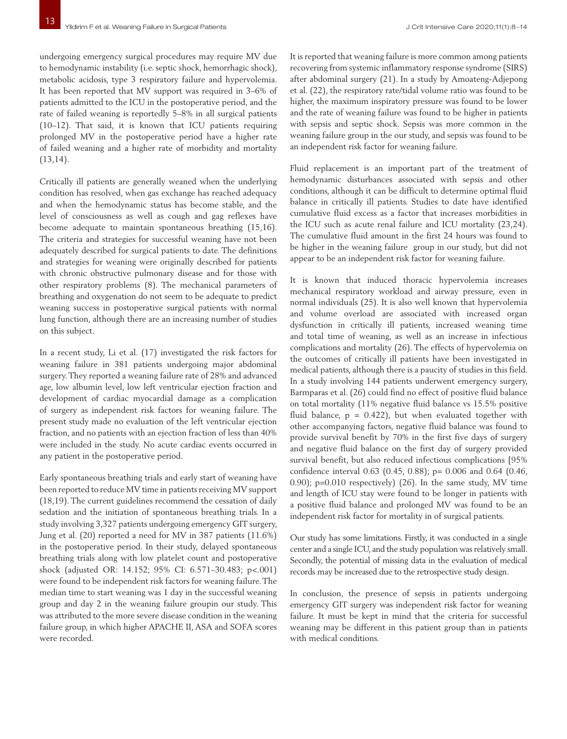undergoing emergency surgical procedures may require MV due to hemodynamic instability (i.e. septic shock, hemorrhagic shock), metabolic acidosis, type 3 respiratory failure and hypervolemia. It has been reported that MV support was required in 3–6% of patients admitted to the ICU in the postoperative period, and the rate of failed weaning is reportedly 5–8% in all surgical patients (10–12). That said, it is known that ICU patients requiring prolonged MV in the postoperative period have a higher rate of failed weaning and a higher rate of morbidity and mortality (13,14).

Critically ill patients are generally weaned when the underlying condition has resolved, when gas exchange has reached adequacy and when the hemodynamic status has become stable, and the level of consciousness as well as cough and gag reflexes have become adequate to maintain spontaneous breathing (15,16). The criteria and strategies for successful weaning have not been adequately described for surgical patients to date. The definitions and strategies for weaning were originally described for patients with chronic obstructive pulmonary disease and for those with other respiratory problems (8). The mechanical parameters of breathing and oxygenation do not seem to be adequate to predict weaning success in postoperative surgical patients with normal lung function, although there are an increasing number of studies on this subject.

In a recent study, Li et al. (17) investigated the risk factors for weaning failure in 381 patients undergoing major abdominal surgery. They reported a weaning failure rate of 28% and advanced age, low albumin level, low left ventricular ejection fraction and development of cardiac myocardial damage as a complication of surgery as independent risk factors for weaning failure. The present study made no evaluation of the left ventricular ejection fraction, and no patients with an ejection fraction of less than 40% were included in the study. No acute cardiac events occurred in any patient in the postoperative period.

Early spontaneous breathing trials and early start of weaning have been reported to reduce MV time in patients receiving MV support (18,19). The current guidelines recommend the cessation of daily sedation and the initiation of spontaneous breathing trials. In a study involving 3,327 patients undergoing emergency GIT surgery, Jung et al. (20) reported a need for MV in 387 patients (11.6%) in the postoperative period. In their study, delayed spontaneous breathing trials along with low platelet count and postoperative shock (adjusted OR: 14.152; 95% CI: 6.571–30.483; p<.001) were found to be independent risk factors for weaning failure. The median time to start weaning was 1 day in the successful weaning group and day 2 in the weaning failure groupin our study. This was attributed to the more severe disease condition in the weaning failure group, in which higher APACHE II, ASA and SOFA scores were recorded.

It is reported that weaning failure is more common among patients recovering from systemic inflammatory response syndrome (SIRS) after abdominal surgery (21). In a study by Amoateng-Adjepong et al. (22), the respiratory rate/tidal volume ratio was found to be higher, the maximum inspiratory pressure was found to be lower and the rate of weaning failure was found to be higher in patients with sepsis and septic shock. Sepsis was more common in the weaning failure group in the our study, and sepsis was found to be an independent risk factor for weaning failure.

Fluid replacement is an important part of the treatment of hemodynamic disturbances associated with sepsis and other conditions, although it can be difficult to determine optimal fluid balance in critically ill patients. Studies to date have identified cumulative fluid excess as a factor that increases morbidities in the ICU such as acute renal failure and ICU mortality (23,24). The cumulative fluid amount in the first 24 hours was found to be higher in the weaning failure group in our study, but did not appear to be an independent risk factor for weaning failure.

It is known that induced thoracic hypervolemia increases mechanical respiratory workload and airway pressure, even in normal individuals (25). It is also well known that hypervolemia and volume overload are associated with increased organ dysfunction in critically ill patients, increased weaning time and total time of weaning, as well as an increase in infectious complications and mortality (26). The effects of hypervolemia on the outcomes of critically ill patients have been investigated in medical patients, although there is a paucity of studies in this field. In a study involving 144 patients underwent emergency surgery, Barmparas et al. (26) could find no effect of positive fluid balance on total mortality (11% negative fluid balance vs 15.5% positive fluid balance, p = 0.422), but when evaluated together with other accompanying factors, negative fluid balance was found to provide survival benefit by 70% in the first five days of surgery and negative fluid balance on the first day of surgery provided survival benefit, but also reduced infectious complications [95% confidence interval 0.63 (0.45, 0.88); p= 0.006 and 0.64 (0.46, 0.90); p=0.010 respectively) (26). In the same study, MV time and length of ICU stay were found to be longer in patients with a positive fluid balance and prolonged MV was found to be an independent risk factor for mortality in of surgical patients.

Our study has some limitations. Firstly, it was conducted in a single center and a single ICU, and the study population was relatively small. Secondly, the potential of missing data in the evaluation of medical records may be increased due to the retrospective study design.

In conclusion, the presence of sepsis in patients undergoing emergency GIT surgery was independent risk factor for weaning failure. It must be kept in mind that the criteria for successful weaning may be different in this patient group than in patients with medical conditions.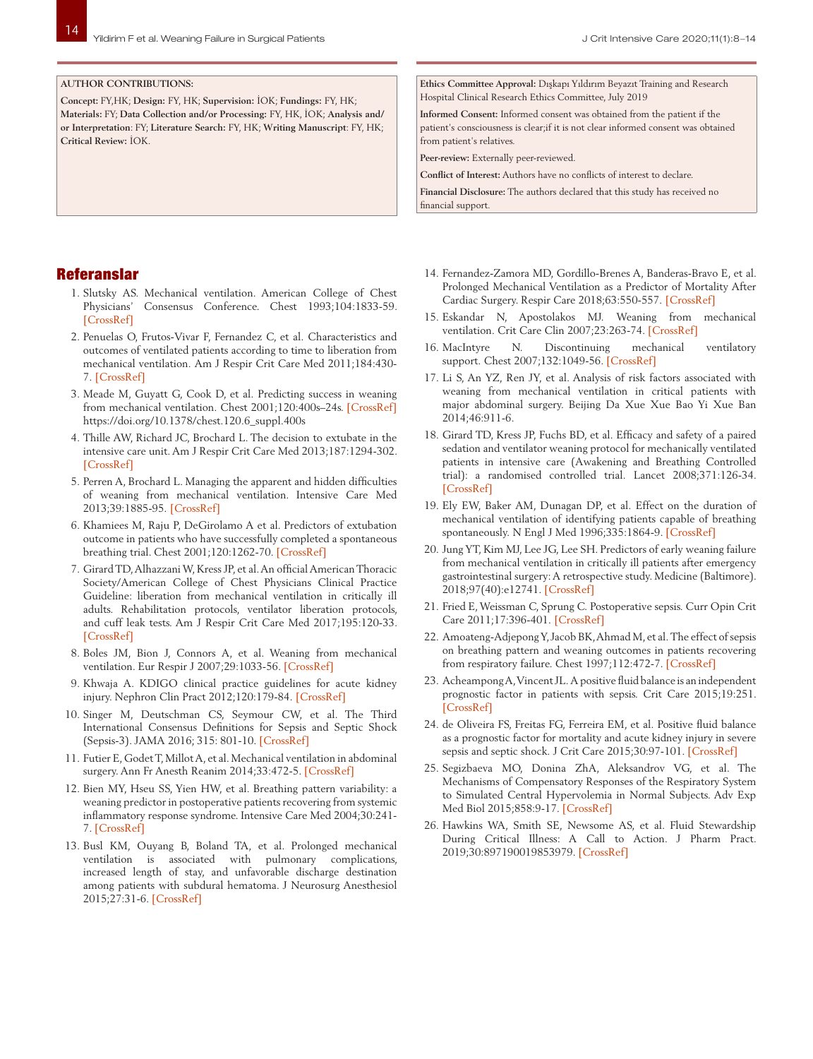**AUTHOR CONTRIBUTIONS:**

**Concept:** FY,HK; **Design:** FY, HK; **Supervision:** İOK; **Fundings:** FY, HK; **Materials:** FY; **Data Collection and/or Processing:** FY, HK, İOK; **Analysis and/or Interpretation**: FY; **Literature Search:** FY, HK; **Writing Manuscript**: FY, HK; **Critical Review:** İOK.

**Ethics Committee Approval:** Dışkapı Yıldırım Beyazıt Training and Research Hospital Clinical Research Ethics Committee, July 2019

**Informed Consent:** Informed consent was obtained from the patient if the patient's consciousness is clear;if it is not clear informed consent was obtained from patient's relatives.

**Peer-review:** Externally peer-reviewed.

**Conflict of Interest:** Authors have no conflicts of interest to declare.

**Financial Disclosure:** The authors declared that this study has received no financial support.

## Referanslar

1. Slutsky AS. Mechanical ventilation. American College of Chest Physicians' Consensus Conference. Chest 1993;104:1833-59. [CrossRef]
2. Penuelas O, Frutos-Vivar F, Fernandez C, et al. Characteristics and outcomes of ventilated patients according to time to liberation from mechanical ventilation. Am J Respir Crit Care Med 2011;184:430-7. [CrossRef]
3. Meade M, Guyatt G, Cook D, et al. Predicting success in weaning from mechanical ventilation. Chest 2001;120:400s–24s. [CrossRef] https://doi.org/10.1378/chest.120.6_suppl.400s
4. Thille AW, Richard JC, Brochard L. The decision to extubate in the intensive care unit. Am J Respir Crit Care Med 2013;187:1294-302. [CrossRef]
5. Perren A, Brochard L. Managing the apparent and hidden difficulties of weaning from mechanical ventilation. Intensive Care Med 2013;39:1885-95. [CrossRef]
6. Khamiees M, Raju P, DeGirolamo A et al. Predictors of extubation outcome in patients who have successfully completed a spontaneous breathing trial. Chest 2001;120:1262-70. [CrossRef]
7. Girard TD, Alhazzani W, Kress JP, et al. An official American Thoracic Society/American College of Chest Physicians Clinical Practice Guideline: liberation from mechanical ventilation in critically ill adults. Rehabilitation protocols, ventilator liberation protocols, and cuff leak tests. Am J Respir Crit Care Med 2017;195:120-33. [CrossRef]
8. Boles JM, Bion J, Connors A, et al. Weaning from mechanical ventilation. Eur Respir J 2007;29:1033-56. [CrossRef]
9. Khwaja A. KDIGO clinical practice guidelines for acute kidney injury. Nephron Clin Pract 2012;120:179-84. [CrossRef]
10. Singer M, Deutschman CS, Seymour CW, et al. The Third International Consensus Definitions for Sepsis and Septic Shock (Sepsis-3). JAMA 2016; 315: 801-10. [CrossRef]
11. Futier E, Godet T, Millot A, et al. Mechanical ventilation in abdominal surgery. Ann Fr Anesth Reanim 2014;33:472-5. [CrossRef]
12. Bien MY, Hseu SS, Yien HW, et al. Breathing pattern variability: a weaning predictor in postoperative patients recovering from systemic inflammatory response syndrome. Intensive Care Med 2004;30:241-7. [CrossRef]
13. Busl KM, Ouyang B, Boland TA, et al. Prolonged mechanical ventilation is associated with pulmonary complications, increased length of stay, and unfavorable discharge destination among patients with subdural hematoma. J Neurosurg Anesthesiol 2015;27:31-6. [CrossRef]
14. Fernandez-Zamora MD, Gordillo-Brenes A, Banderas-Bravo E, et al. Prolonged Mechanical Ventilation as a Predictor of Mortality After Cardiac Surgery. Respir Care 2018;63:550-557. [CrossRef]
15. Eskandar N, Apostolakos MJ. Weaning from mechanical ventilation. Crit Care Clin 2007;23:263-74. [CrossRef]
16. MacIntyre N. Discontinuing mechanical ventilatory support. Chest 2007;132:1049-56. [CrossRef]
17. Li S, An YZ, Ren JY, et al. Analysis of risk factors associated with weaning from mechanical ventilation in critical patients with major abdominal surgery. Beijing Da Xue Xue Bao Yi Xue Ban 2014;46:911-6.
18. Girard TD, Kress JP, Fuchs BD, et al. Efficacy and safety of a paired sedation and ventilator weaning protocol for mechanically ventilated patients in intensive care (Awakening and Breathing Controlled trial): a randomised controlled trial. Lancet 2008;371:126-34. [CrossRef]
19. Ely EW, Baker AM, Dunagan DP, et al. Effect on the duration of mechanical ventilation of identifying patients capable of breathing spontaneously. N Engl J Med 1996;335:1864-9. [CrossRef]
20. Jung YT, Kim MJ, Lee JG, Lee SH. Predictors of early weaning failure from mechanical ventilation in critically ill patients after emergency gastrointestinal surgery: A retrospective study. Medicine (Baltimore). 2018;97(40):e12741. [CrossRef]
21. Fried E, Weissman C, Sprung C. Postoperative sepsis. Curr Opin Crit Care 2011;17:396-401. [CrossRef]
22. Amoateng-Adjepong Y, Jacob BK, Ahmad M, et al. The effect of sepsis on breathing pattern and weaning outcomes in patients recovering from respiratory failure. Chest 1997;112:472-7. [CrossRef]
23. Acheampong A, Vincent JL. A positive fluid balance is an independent prognostic factor in patients with sepsis. Crit Care 2015;19:251. [CrossRef]
24. de Oliveira FS, Freitas FG, Ferreira EM, et al. Positive fluid balance as a prognostic factor for mortality and acute kidney injury in severe sepsis and septic shock. J Crit Care 2015;30:97-101. [CrossRef]
25. Segizbaeva MO, Donina ZhA, Aleksandrov VG, et al. The Mechanisms of Compensatory Responses of the Respiratory System to Simulated Central Hypervolemia in Normal Subjects. Adv Exp Med Biol 2015;858:9-17. [CrossRef]
26. Hawkins WA, Smith SE, Newsome AS, et al. Fluid Stewardship During Critical Illness: A Call to Action. J Pharm Pract. 2019;30:897190019853979. [CrossRef]